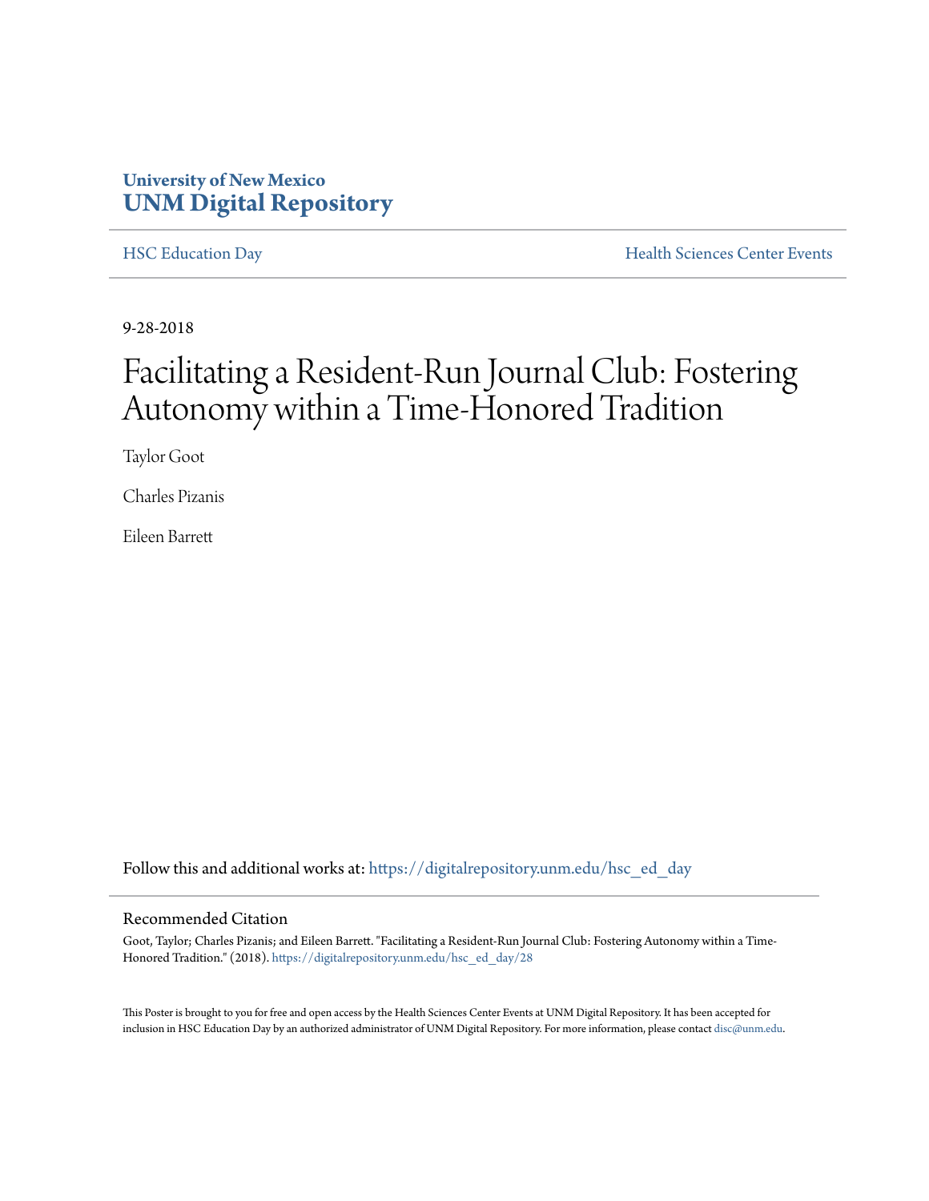University of New Mexico
**UNM Digital Repository**

HSC Education Day

Health Sciences Center Events

9-28-2018

# Facilitating a Resident-Run Journal Club: Fostering Autonomy within a Time-Honored Tradition

Taylor Goot

Charles Pizanis

Eileen Barrett

Follow this and additional works at: https://digitalrepository.unm.edu/hsc_ed_day

## Recommended Citation

Goot, Taylor; Charles Pizanis; and Eileen Barrett. "Facilitating a Resident-Run Journal Club: Fostering Autonomy within a Time-Honored Tradition." (2018). https://digitalrepository.unm.edu/hsc_ed_day/28

This Poster is brought to you for free and open access by the Health Sciences Center Events at UNM Digital Repository. It has been accepted for inclusion in HSC Education Day by an authorized administrator of UNM Digital Repository. For more information, please contact disc@unm.edu.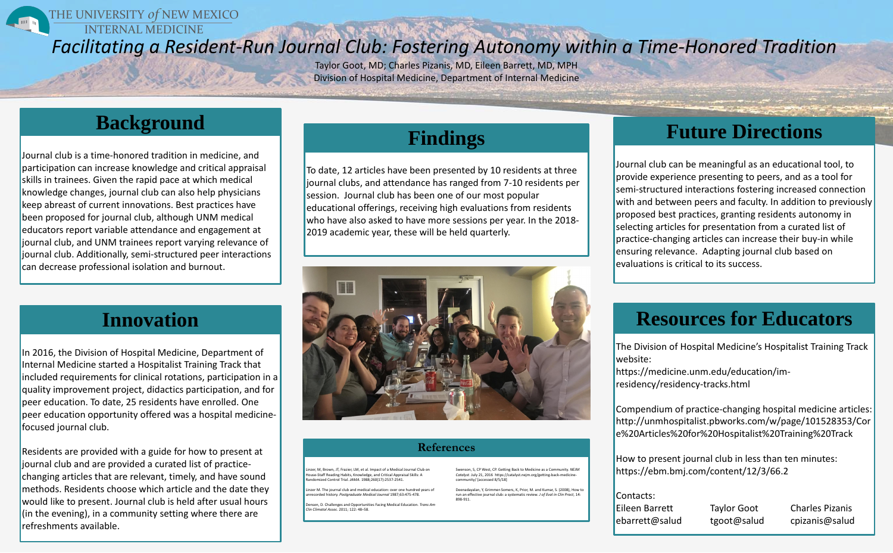THE UNIVERSITY of NEW MEXICO
INTERNAL MEDICINE

# Facilitating a Resident-Run Journal Club: Fostering Autonomy within a Time-Honored Tradition

Taylor Goot, MD; Charles Pizanis, MD, Eileen Barrett, MD, MPH
Division of Hospital Medicine, Department of Internal Medicine

## Background

Journal club is a time-honored tradition in medicine, and participation can increase knowledge and critical appraisal skills in trainees. Given the rapid pace at which medical knowledge changes, journal club can also help physicians keep abreast of current innovations. Best practices have been proposed for journal club, although UNM medical educators report variable attendance and engagement at journal club, and UNM trainees report varying relevance of journal club. Additionally, semi-structured peer interactions can decrease professional isolation and burnout.

## Innovation

In 2016, the Division of Hospital Medicine, Department of Internal Medicine started a Hospitalist Training Track that included requirements for clinical rotations, participation in a quality improvement project, didactics participation, and for peer education. To date, 25 residents have enrolled. One peer education opportunity offered was a hospital medicine-focused journal club.

Residents are provided with a guide for how to present at journal club and are provided a curated list of practice-changing articles that are relevant, timely, and have sound methods. Residents choose which article and the date they would like to present. Journal club is held after usual hours (in the evening), in a community setting where there are refreshments available.

## Findings

To date, 12 articles have been presented by 10 residents at three journal clubs, and attendance has ranged from 7-10 residents per session. Journal club has been one of our most popular educational offerings, receiving high evaluations from residents who have also asked to have more sessions per year. In the 2018-2019 academic year, these will be held quarterly.

## References

Linzer, M, Brown, JT, Frazier, LM, et al. Impact of a Medical Journal Club on House-Staff Reading Habits, Knowledge, and Critical Appraisal Skills: A Randomized Control Trial. *JAMA.* 1988;260(17):2537-2541.

Linzer M. The journal club and medical education: over one hundred years of unrecorded history. *Postgraduate Medical Journal* 1987;63:475-478.

Densen, D. Challenges and Opportunities Facing Medical Education. *Trans Am Clin Climatol Assoc.* 2011; 122: 48–58.

Swenson, S, CP West, CP. Getting Back to Medicine as a Community. *NEJM Catalyst.* July 21, 2016 https://catalyst.nejm.org/getting-back-medicine-community/ [accessed 8/5/18]

Deenadayalan, Y, Grimmer-Somers, K, Prior, M. and Kumar, S. (2008), How to run an effective journal club: a systematic review. *J of Eval in Clin Pract*, 14: 898-911.

## Future Directions

Journal club can be meaningful as an educational tool, to provide experience presenting to peers, and as a tool for semi-structured interactions fostering increased connection with and between peers and faculty. In addition to previously proposed best practices, granting residents autonomy in selecting articles for presentation from a curated list of practice-changing articles can increase their buy-in while ensuring relevance. Adapting journal club based on evaluations is critical to its success.

## Resources for Educators

The Division of Hospital Medicine's Hospitalist Training Track website:
https://medicine.unm.edu/education/im-residency/residency-tracks.html

Compendium of practice-changing hospital medicine articles:
http://unmhospitalist.pbworks.com/w/page/101528353/Core%20Articles%20for%20Hospitalist%20Training%20Track

How to present journal club in less than ten minutes:
https://ebm.bmj.com/content/12/3/66.2

Contacts:

| | | |
|---|---|---|
| Eileen Barrett | Taylor Goot | Charles Pizanis |
| ebarrett@salud | tgoot@salud | cpizanis@salud |